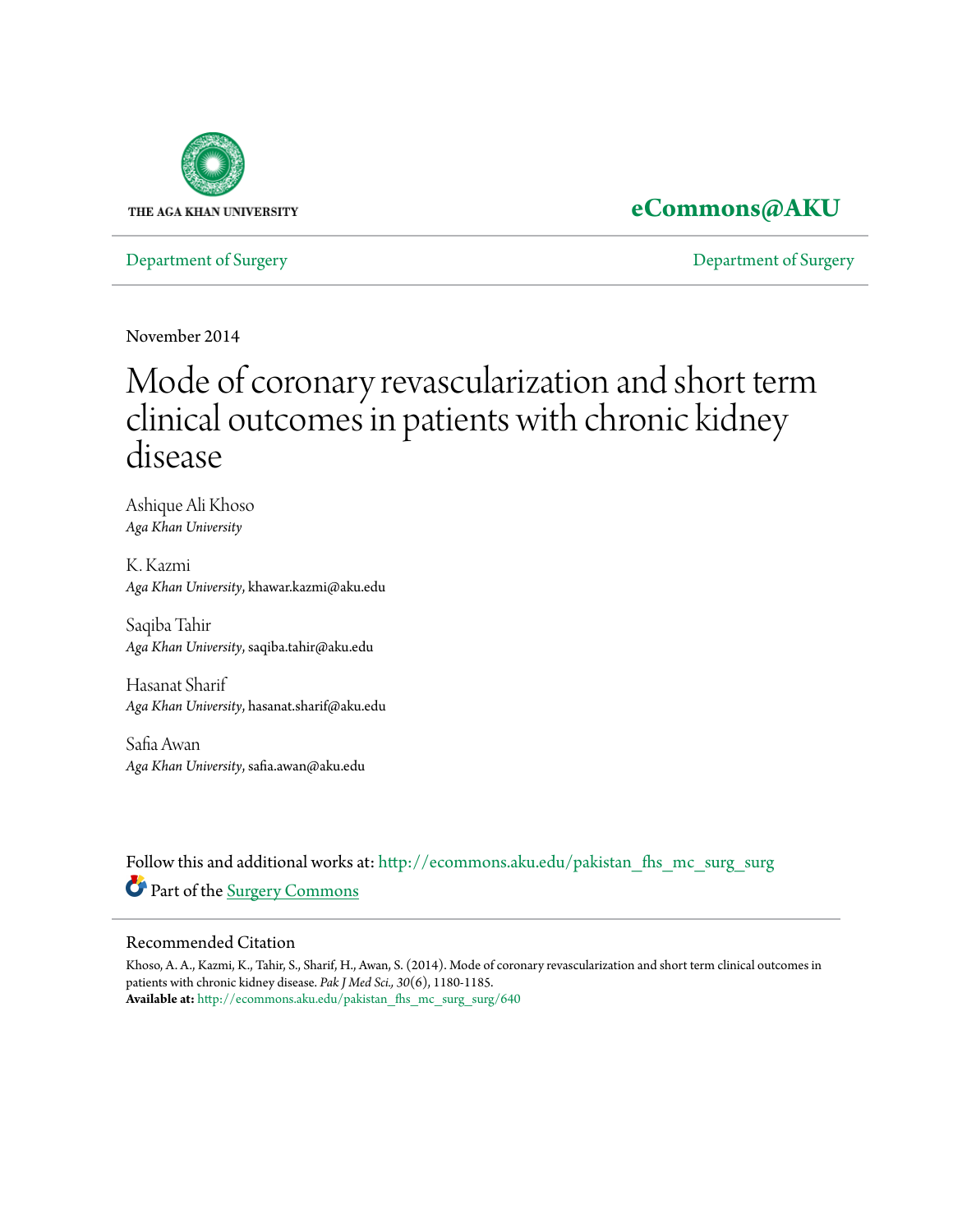THE AGA KHAN UNIVERSITY

**eCommons@AKU**

Department of Surgery | Department of Surgery

November 2014

# Mode of coronary revascularization and short term clinical outcomes in patients with chronic kidney disease

Ashique Ali Khoso
*Aga Khan University*

K. Kazmi
*Aga Khan University*, khawar.kazmi@aku.edu

Saqiba Tahir
*Aga Khan University*, saqiba.tahir@aku.edu

Hasanat Sharif
*Aga Khan University*, hasanat.sharif@aku.edu

Safia Awan
*Aga Khan University*, safia.awan@aku.edu

Follow this and additional works at: http://ecommons.aku.edu/pakistan_fhs_mc_surg_surg

Part of the Surgery Commons

## Recommended Citation

Khoso, A. A., Kazmi, K., Tahir, S., Sharif, H., Awan, S. (2014). Mode of coronary revascularization and short term clinical outcomes in patients with chronic kidney disease. *Pak J Med Sci., 30*(6), 1180-1185.
**Available at:** http://ecommons.aku.edu/pakistan_fhs_mc_surg_surg/640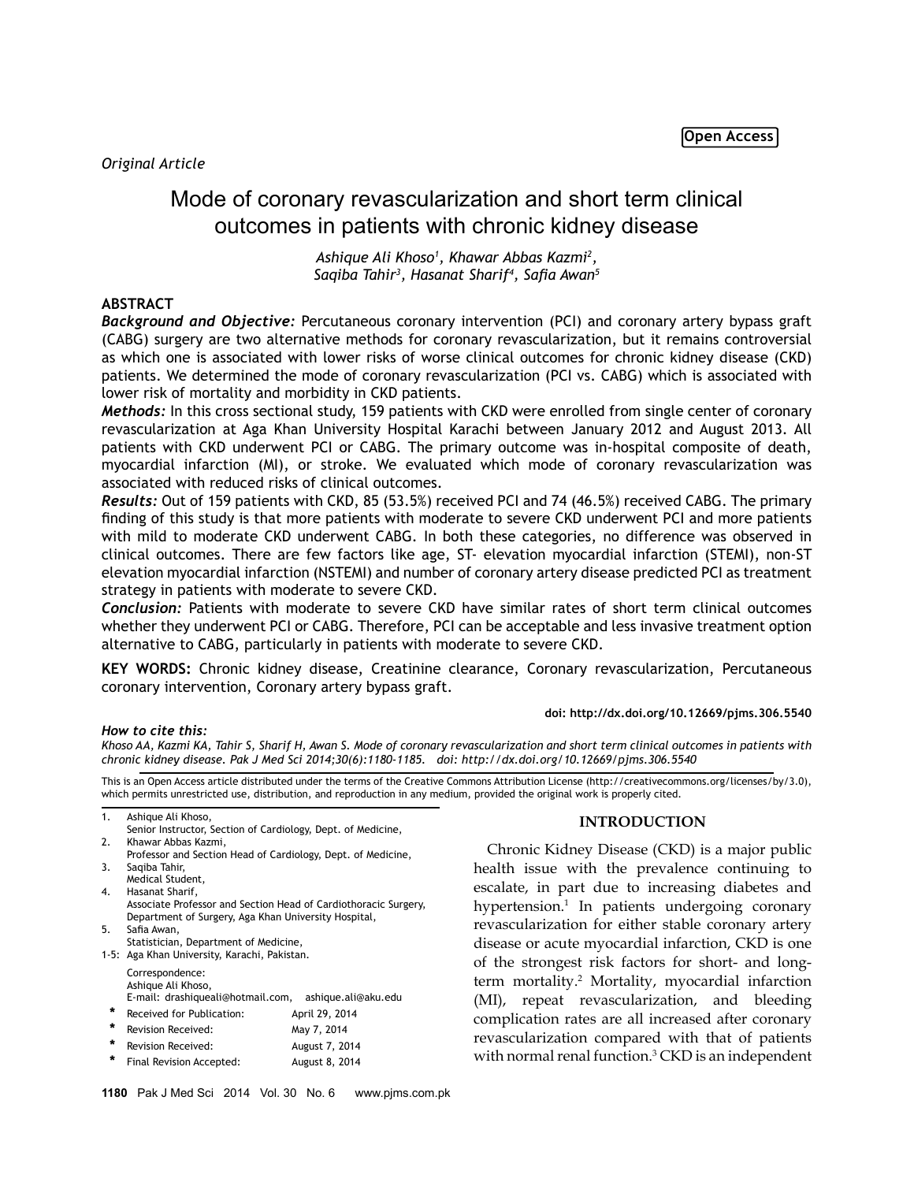*Original Article*

# Mode of coronary revascularization and short term clinical outcomes in patients with chronic kidney disease

*Ashique Ali Khoso[1], Khawar Abbas Kazmi[2], Saqiba Tahir[3], Hasanat Sharif[4], Safia Awan[5]*

## ABSTRACT

***Background and Objective:*** Percutaneous coronary intervention (PCI) and coronary artery bypass graft (CABG) surgery are two alternative methods for coronary revascularization, but it remains controversial as which one is associated with lower risks of worse clinical outcomes for chronic kidney disease (CKD) patients. We determined the mode of coronary revascularization (PCI vs. CABG) which is associated with lower risk of mortality and morbidity in CKD patients.

***Methods:*** In this cross sectional study, 159 patients with CKD were enrolled from single center of coronary revascularization at Aga Khan University Hospital Karachi between January 2012 and August 2013. All patients with CKD underwent PCI or CABG. The primary outcome was in-hospital composite of death, myocardial infarction (MI), or stroke. We evaluated which mode of coronary revascularization was associated with reduced risks of clinical outcomes.

***Results:*** Out of 159 patients with CKD, 85 (53.5%) received PCI and 74 (46.5%) received CABG. The primary finding of this study is that more patients with moderate to severe CKD underwent PCI and more patients with mild to moderate CKD underwent CABG. In both these categories, no difference was observed in clinical outcomes. There are few factors like age, ST- elevation myocardial infarction (STEMI), non-ST elevation myocardial infarction (NSTEMI) and number of coronary artery disease predicted PCI as treatment strategy in patients with moderate to severe CKD.

***Conclusion:*** Patients with moderate to severe CKD have similar rates of short term clinical outcomes whether they underwent PCI or CABG. Therefore, PCI can be acceptable and less invasive treatment option alternative to CABG, particularly in patients with moderate to severe CKD.

**KEY WORDS:** Chronic kidney disease, Creatinine clearance, Coronary revascularization, Percutaneous coronary intervention, Coronary artery bypass graft.

**doi: http://dx.doi.org/10.12669/pjms.306.5540**

***How to cite this:***
*Khoso AA, Kazmi KA, Tahir S, Sharif H, Awan S. Mode of coronary revascularization and short term clinical outcomes in patients with chronic kidney disease. Pak J Med Sci 2014;30(6):1180-1185. doi: http://dx.doi.org/10.12669/pjms.306.5540*

This is an Open Access article distributed under the terms of the Creative Commons Attribution License (http://creativecommons.org/licenses/by/3.0), which permits unrestricted use, distribution, and reproduction in any medium, provided the original work is properly cited.

1. Ashique Ali Khoso,
   Senior Instructor, Section of Cardiology, Dept. of Medicine,
2. Khawar Abbas Kazmi,
   Professor and Section Head of Cardiology, Dept. of Medicine,
3. Saqiba Tahir,
   Medical Student,
4. Hasanat Sharif,
   Associate Professor and Section Head of Cardiothoracic Surgery, Department of Surgery, Aga Khan University Hospital,
5. Safia Awan,
   Statistician, Department of Medicine,

1-5: Aga Khan University, Karachi, Pakistan.

Correspondence:
Ashique Ali Khoso,
E-mail: drashiqueali@hotmail.com, ashique.ali@aku.edu

* Received for Publication: April 29, 2014
* Revision Received: May 7, 2014
* Revision Received: August 7, 2014
* Final Revision Accepted: August 8, 2014

## INTRODUCTION

Chronic Kidney Disease (CKD) is a major public health issue with the prevalence continuing to escalate, in part due to increasing diabetes and hypertension.[1] In patients undergoing coronary revascularization for either stable coronary artery disease or acute myocardial infarction, CKD is one of the strongest risk factors for short- and long-term mortality.[2] Mortality, myocardial infarction (MI), repeat revascularization, and bleeding complication rates are all increased after coronary revascularization compared with that of patients with normal renal function.[3] CKD is an independent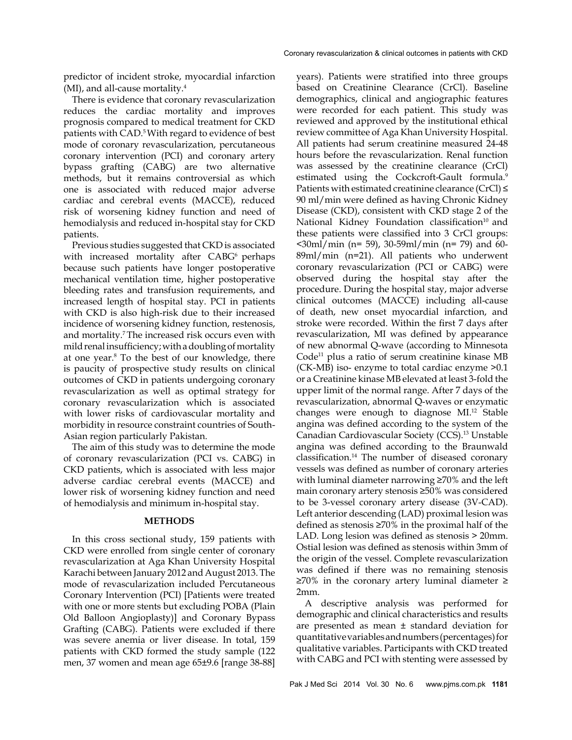predictor of incident stroke, myocardial infarction (MI), and all-cause mortality.[4]

There is evidence that coronary revascularization reduces the cardiac mortality and improves prognosis compared to medical treatment for CKD patients with CAD.[5] With regard to evidence of best mode of coronary revascularization, percutaneous coronary intervention (PCI) and coronary artery bypass grafting (CABG) are two alternative methods, but it remains controversial as which one is associated with reduced major adverse cardiac and cerebral events (MACCE), reduced risk of worsening kidney function and need of hemodialysis and reduced in-hospital stay for CKD patients.

Previous studies suggested that CKD is associated with increased mortality after CABG[6] perhaps because such patients have longer postoperative mechanical ventilation time, higher postoperative bleeding rates and transfusion requirements, and increased length of hospital stay. PCI in patients with CKD is also high-risk due to their increased incidence of worsening kidney function, restenosis, and mortality.[7] The increased risk occurs even with mild renal insufficiency; with a doubling of mortality at one year.[8] To the best of our knowledge, there is paucity of prospective study results on clinical outcomes of CKD in patients undergoing coronary revascularization as well as optimal strategy for coronary revascularization which is associated with lower risks of cardiovascular mortality and morbidity in resource constraint countries of South-Asian region particularly Pakistan.

The aim of this study was to determine the mode of coronary revascularization (PCI vs. CABG) in CKD patients, which is associated with less major adverse cardiac cerebral events (MACCE) and lower risk of worsening kidney function and need of hemodialysis and minimum in-hospital stay.

## METHODS

In this cross sectional study, 159 patients with CKD were enrolled from single center of coronary revascularization at Aga Khan University Hospital Karachi between January 2012 and August 2013. The mode of revascularization included Percutaneous Coronary Intervention (PCI) [Patients were treated with one or more stents but excluding POBA (Plain Old Balloon Angioplasty)] and Coronary Bypass Grafting (CABG). Patients were excluded if there was severe anemia or liver disease. In total, 159 patients with CKD formed the study sample (122 men, 37 women and mean age 65±9.6 [range 38-88] years). Patients were stratified into three groups based on Creatinine Clearance (CrCl). Baseline demographics, clinical and angiographic features were recorded for each patient. This study was reviewed and approved by the institutional ethical review committee of Aga Khan University Hospital. All patients had serum creatinine measured 24-48 hours before the revascularization. Renal function was assessed by the creatinine clearance (CrCl) estimated using the Cockcroft-Gault formula.[9] Patients with estimated creatinine clearance (CrCl) ≤ 90 ml/min were defined as having Chronic Kidney Disease (CKD), consistent with CKD stage 2 of the National Kidney Foundation classification[10] and these patients were classified into 3 CrCl groups: <30ml/min (n= 59), 30-59ml/min (n= 79) and 60-89ml/min (n=21). All patients who underwent coronary revascularization (PCI or CABG) were observed during the hospital stay after the procedure. During the hospital stay, major adverse clinical outcomes (MACCE) including all-cause of death, new onset myocardial infarction, and stroke were recorded. Within the first 7 days after revascularization, MI was defined by appearance of new abnormal Q-wave (according to Minnesota Code[11] plus a ratio of serum creatinine kinase MB (CK-MB) iso- enzyme to total cardiac enzyme >0.1 or a Creatinine kinase MB elevated at least 3-fold the upper limit of the normal range. After 7 days of the revascularization, abnormal Q-waves or enzymatic changes were enough to diagnose MI.[12] Stable angina was defined according to the system of the Canadian Cardiovascular Society (CCS).[13] Unstable angina was defined according to the Braunwald classification.[14] The number of diseased coronary vessels was defined as number of coronary arteries with luminal diameter narrowing ≥70% and the left main coronary artery stenosis ≥50% was considered to be 3-vessel coronary artery disease (3V-CAD). Left anterior descending (LAD) proximal lesion was defined as stenosis ≥70% in the proximal half of the LAD. Long lesion was defined as stenosis > 20mm. Ostial lesion was defined as stenosis within 3mm of the origin of the vessel. Complete revascularization was defined if there was no remaining stenosis ≥70% in the coronary artery luminal diameter ≥ 2mm.

A descriptive analysis was performed for demographic and clinical characteristics and results are presented as mean ± standard deviation for quantitative variables and numbers (percentages) for qualitative variables. Participants with CKD treated with CABG and PCI with stenting were assessed by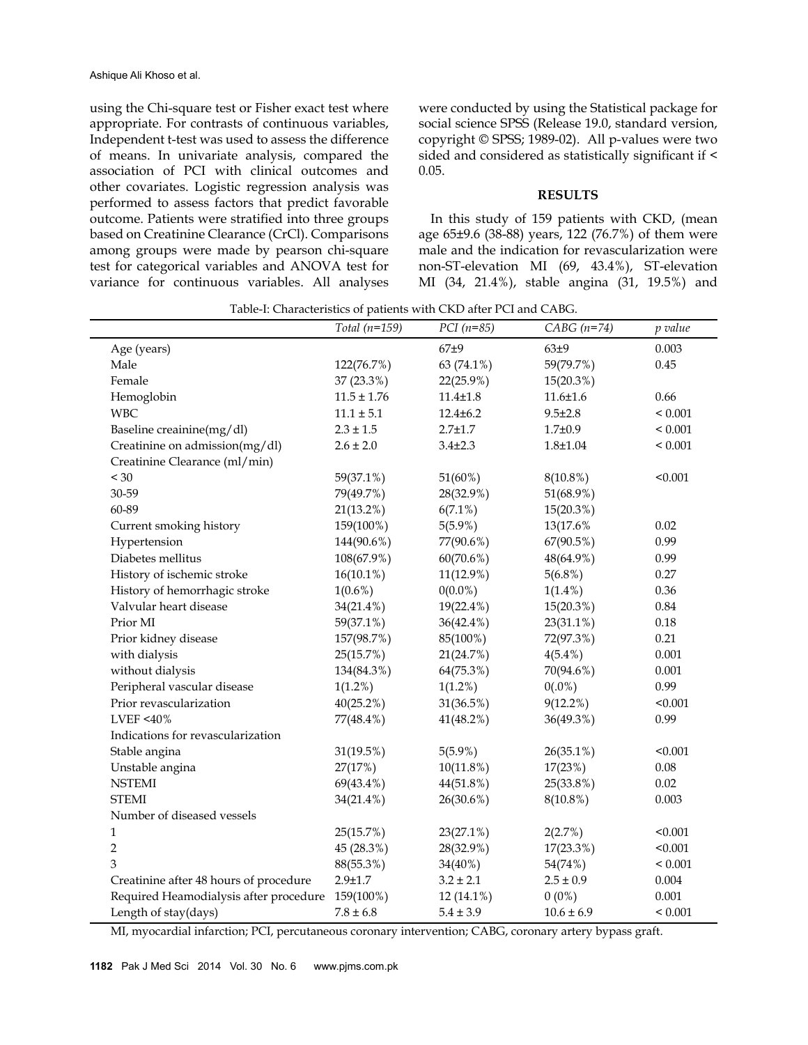using the Chi-square test or Fisher exact test where appropriate. For contrasts of continuous variables, Independent t-test was used to assess the difference of means. In univariate analysis, compared the association of PCI with clinical outcomes and other covariates. Logistic regression analysis was performed to assess factors that predict favorable outcome. Patients were stratified into three groups based on Creatinine Clearance (CrCl). Comparisons among groups were made by pearson chi-square test for categorical variables and ANOVA test for variance for continuous variables. All analyses were conducted by using the Statistical package for social science SPSS (Release 19.0, standard version, copyright © SPSS; 1989-02). All p-values were two sided and considered as statistically significant if < 0.05.

## RESULTS

In this study of 159 patients with CKD, (mean age 65±9.6 (38-88) years, 122 (76.7%) of them were male and the indication for revascularization were non-ST-elevation MI (69, 43.4%), ST-elevation MI (34, 21.4%), stable angina (31, 19.5%) and

Table-I: Characteristics of patients with CKD after PCI and CABG.

| | *Total (n=159)* | *PCI (n=85)* | *CABG (n=74)* | *p value* |
|---|---|---|---|---|
| Age (years) | | 67±9 | 63±9 | 0.003 |
| Male | 122(76.7%) | 63 (74.1%) | 59(79.7%) | 0.45 |
| Female | 37 (23.3%) | 22(25.9%) | 15(20.3%) | |
| Hemoglobin | 11.5 ± 1.76 | 11.4±1.8 | 11.6±1.6 | 0.66 |
| WBC | 11.1 ± 5.1 | 12.4±6.2 | 9.5±2.8 | < 0.001 |
| Baseline creainine(mg/dl) | 2.3 ± 1.5 | 2.7±1.7 | 1.7±0.9 | < 0.001 |
| Creatinine on admission(mg/dl) | 2.6 ± 2.0 | 3.4±2.3 | 1.8±1.04 | < 0.001 |
| Creatinine Clearance (ml/min) | | | | |
| < 30 | 59(37.1%) | 51(60%) | 8(10.8%) | <0.001 |
| 30-59 | 79(49.7%) | 28(32.9%) | 51(68.9%) | |
| 60-89 | 21(13.2%) | 6(7.1%) | 15(20.3%) | |
| Current smoking history | 159(100%) | 5(5.9%) | 13(17.6% | 0.02 |
| Hypertension | 144(90.6%) | 77(90.6%) | 67(90.5%) | 0.99 |
| Diabetes mellitus | 108(67.9%) | 60(70.6%) | 48(64.9%) | 0.99 |
| History of ischemic stroke | 16(10.1%) | 11(12.9%) | 5(6.8%) | 0.27 |
| History of hemorrhagic stroke | 1(0.6%) | 0(0.0%) | 1(1.4%) | 0.36 |
| Valvular heart disease | 34(21.4%) | 19(22.4%) | 15(20.3%) | 0.84 |
| Prior MI | 59(37.1%) | 36(42.4%) | 23(31.1%) | 0.18 |
| Prior kidney disease | 157(98.7%) | 85(100%) | 72(97.3%) | 0.21 |
| with dialysis | 25(15.7%) | 21(24.7%) | 4(5.4%) | 0.001 |
| without dialysis | 134(84.3%) | 64(75.3%) | 70(94.6%) | 0.001 |
| Peripheral vascular disease | 1(1.2%) | 1(1.2%) | 0(.0%) | 0.99 |
| Prior revascularization | 40(25.2%) | 31(36.5%) | 9(12.2%) | <0.001 |
| LVEF <40% | 77(48.4%) | 41(48.2%) | 36(49.3%) | 0.99 |
| Indications for revascularization | | | | |
| Stable angina | 31(19.5%) | 5(5.9%) | 26(35.1%) | <0.001 |
| Unstable angina | 27(17%) | 10(11.8%) | 17(23%) | 0.08 |
| NSTEMI | 69(43.4%) | 44(51.8%) | 25(33.8%) | 0.02 |
| STEMI | 34(21.4%) | 26(30.6%) | 8(10.8%) | 0.003 |
| Number of diseased vessels | | | | |
| 1 | 25(15.7%) | 23(27.1%) | 2(2.7%) | <0.001 |
| 2 | 45 (28.3%) | 28(32.9%) | 17(23.3%) | <0.001 |
| 3 | 88(55.3%) | 34(40%) | 54(74%) | < 0.001 |
| Creatinine after 48 hours of procedure | 2.9±1.7 | 3.2 ± 2.1 | 2.5 ± 0.9 | 0.004 |
| Required Heamodialysis after procedure | 159(100%) | 12 (14.1%) | 0 (0%) | 0.001 |
| Length of stay(days) | 7.8 ± 6.8 | 5.4 ± 3.9 | 10.6 ± 6.9 | < 0.001 |

MI, myocardial infarction; PCI, percutaneous coronary intervention; CABG, coronary artery bypass graft.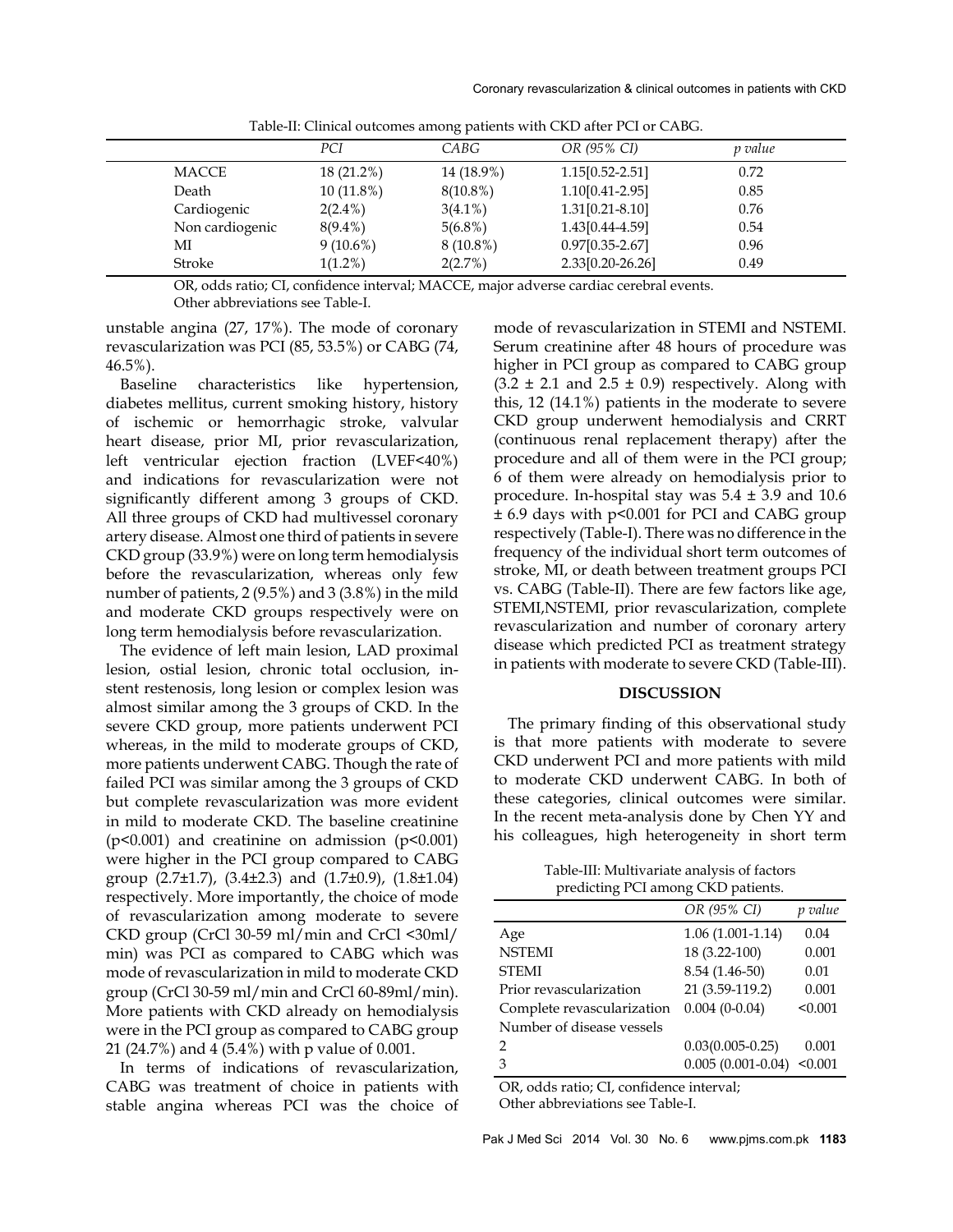Table-II: Clinical outcomes among patients with CKD after PCI or CABG.

| | *PCI* | *CABG* | *OR (95% CI)* | *p value* |
|---|---|---|---|---|
| MACCE | 18 (21.2%) | 14 (18.9%) | 1.15[0.52-2.51] | 0.72 |
| Death | 10 (11.8%) | 8(10.8%) | 1.10[0.41-2.95] | 0.85 |
| Cardiogenic | 2(2.4%) | 3(4.1%) | 1.31[0.21-8.10] | 0.76 |
| Non cardiogenic | 8(9.4%) | 5(6.8%) | 1.43[0.44-4.59] | 0.54 |
| MI | 9 (10.6%) | 8 (10.8%) | 0.97[0.35-2.67] | 0.96 |
| Stroke | 1(1.2%) | 2(2.7%) | 2.33[0.20-26.26] | 0.49 |

OR, odds ratio; CI, confidence interval; MACCE, major adverse cardiac cerebral events.
Other abbreviations see Table-I.

unstable angina (27, 17%). The mode of coronary revascularization was PCI (85, 53.5%) or CABG (74, 46.5%).

Baseline characteristics like hypertension, diabetes mellitus, current smoking history, history of ischemic or hemorrhagic stroke, valvular heart disease, prior MI, prior revascularization, left ventricular ejection fraction (LVEF<40%) and indications for revascularization were not significantly different among 3 groups of CKD. All three groups of CKD had multivessel coronary artery disease. Almost one third of patients in severe CKD group (33.9%) were on long term hemodialysis before the revascularization, whereas only few number of patients, 2 (9.5%) and 3 (3.8%) in the mild and moderate CKD groups respectively were on long term hemodialysis before revascularization.

The evidence of left main lesion, LAD proximal lesion, ostial lesion, chronic total occlusion, in-stent restenosis, long lesion or complex lesion was almost similar among the 3 groups of CKD. In the severe CKD group, more patients underwent PCI whereas, in the mild to moderate groups of CKD, more patients underwent CABG. Though the rate of failed PCI was similar among the 3 groups of CKD but complete revascularization was more evident in mild to moderate CKD. The baseline creatinine ($p<0.001$) and creatinine on admission ($p<0.001$) were higher in the PCI group compared to CABG group (2.7±1.7), (3.4±2.3) and (1.7±0.9), (1.8±1.04) respectively. More importantly, the choice of mode of revascularization among moderate to severe CKD group (CrCl 30-59 ml/min and CrCl <30ml/min) was PCI as compared to CABG which was mode of revascularization in mild to moderate CKD group (CrCl 30-59 ml/min and CrCl 60-89ml/min). More patients with CKD already on hemodialysis were in the PCI group as compared to CABG group 21 (24.7%) and 4 (5.4%) with p value of 0.001.

In terms of indications of revascularization, CABG was treatment of choice in patients with stable angina whereas PCI was the choice of mode of revascularization in STEMI and NSTEMI. Serum creatinine after 48 hours of procedure was higher in PCI group as compared to CABG group (3.2 ± 2.1 and 2.5 ± 0.9) respectively. Along with this, 12 (14.1%) patients in the moderate to severe CKD group underwent hemodialysis and CRRT (continuous renal replacement therapy) after the procedure and all of them were in the PCI group; 6 of them were already on hemodialysis prior to procedure. In-hospital stay was 5.4 ± 3.9 and 10.6 ± 6.9 days with $p<0.001$ for PCI and CABG group respectively (Table-I). There was no difference in the frequency of the individual short term outcomes of stroke, MI, or death between treatment groups PCI vs. CABG (Table-II). There are few factors like age, STEMI,NSTEMI, prior revascularization, complete revascularization and number of coronary artery disease which predicted PCI as treatment strategy in patients with moderate to severe CKD (Table-III).

## DISCUSSION

The primary finding of this observational study is that more patients with moderate to severe CKD underwent PCI and more patients with mild to moderate CKD underwent CABG. In both of these categories, clinical outcomes were similar. In the recent meta-analysis done by Chen YY and his colleagues, high heterogeneity in short term

Table-III: Multivariate analysis of factors predicting PCI among CKD patients.

| | *OR (95% CI)* | *p value* |
|---|---|---|
| Age | 1.06 (1.001-1.14) | 0.04 |
| NSTEMI | 18 (3.22-100) | 0.001 |
| STEMI | 8.54 (1.46-50) | 0.01 |
| Prior revascularization | 21 (3.59-119.2) | 0.001 |
| Complete revascularization | 0.004 (0-0.04) | <0.001 |
| Number of disease vessels | | |
| 2 | 0.03(0.005-0.25) | 0.001 |
| 3 | 0.005 (0.001-0.04) | <0.001 |

OR, odds ratio; CI, confidence interval;
Other abbreviations see Table-I.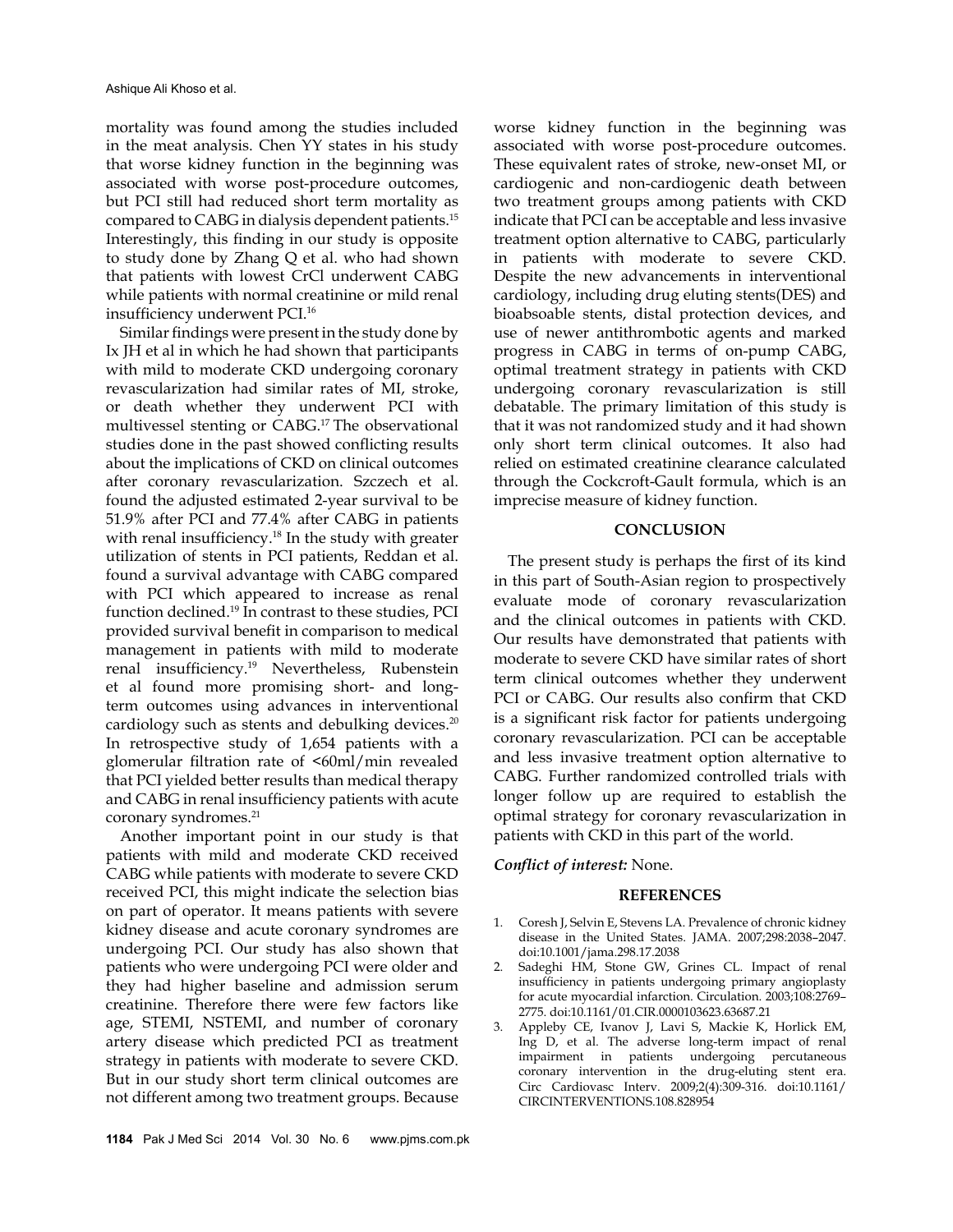mortality was found among the studies included in the meat analysis. Chen YY states in his study that worse kidney function in the beginning was associated with worse post-procedure outcomes, but PCI still had reduced short term mortality as compared to CABG in dialysis dependent patients.[15] Interestingly, this finding in our study is opposite to study done by Zhang Q et al. who had shown that patients with lowest CrCl underwent CABG while patients with normal creatinine or mild renal insufficiency underwent PCI.[16]

Similar findings were present in the study done by Ix JH et al in which he had shown that participants with mild to moderate CKD undergoing coronary revascularization had similar rates of MI, stroke, or death whether they underwent PCI with multivessel stenting or CABG.[17] The observational studies done in the past showed conflicting results about the implications of CKD on clinical outcomes after coronary revascularization. Szczech et al. found the adjusted estimated 2-year survival to be 51.9% after PCI and 77.4% after CABG in patients with renal insufficiency.[18] In the study with greater utilization of stents in PCI patients, Reddan et al. found a survival advantage with CABG compared with PCI which appeared to increase as renal function declined.[19] In contrast to these studies, PCI provided survival benefit in comparison to medical management in patients with mild to moderate renal insufficiency.[19] Nevertheless, Rubenstein et al found more promising short- and long-term outcomes using advances in interventional cardiology such as stents and debulking devices.[20] In retrospective study of 1,654 patients with a glomerular filtration rate of <60ml/min revealed that PCI yielded better results than medical therapy and CABG in renal insufficiency patients with acute coronary syndromes.[21]

Another important point in our study is that patients with mild and moderate CKD received CABG while patients with moderate to severe CKD received PCI, this might indicate the selection bias on part of operator. It means patients with severe kidney disease and acute coronary syndromes are undergoing PCI. Our study has also shown that patients who were undergoing PCI were older and they had higher baseline and admission serum creatinine. Therefore there were few factors like age, STEMI, NSTEMI, and number of coronary artery disease which predicted PCI as treatment strategy in patients with moderate to severe CKD. But in our study short term clinical outcomes are not different among two treatment groups. Because worse kidney function in the beginning was associated with worse post-procedure outcomes. These equivalent rates of stroke, new-onset MI, or cardiogenic and non-cardiogenic death between two treatment groups among patients with CKD indicate that PCI can be acceptable and less invasive treatment option alternative to CABG, particularly in patients with moderate to severe CKD. Despite the new advancements in interventional cardiology, including drug eluting stents(DES) and bioabsoable stents, distal protection devices, and use of newer antithrombotic agents and marked progress in CABG in terms of on-pump CABG, optimal treatment strategy in patients with CKD undergoing coronary revascularization is still debatable. The primary limitation of this study is that it was not randomized study and it had shown only short term clinical outcomes. It also had relied on estimated creatinine clearance calculated through the Cockcroft-Gault formula, which is an imprecise measure of kidney function.

## CONCLUSION

The present study is perhaps the first of its kind in this part of South-Asian region to prospectively evaluate mode of coronary revascularization and the clinical outcomes in patients with CKD. Our results have demonstrated that patients with moderate to severe CKD have similar rates of short term clinical outcomes whether they underwent PCI or CABG. Our results also confirm that CKD is a significant risk factor for patients undergoing coronary revascularization. PCI can be acceptable and less invasive treatment option alternative to CABG. Further randomized controlled trials with longer follow up are required to establish the optimal strategy for coronary revascularization in patients with CKD in this part of the world.

***Conflict of interest:*** None.

## REFERENCES

1. Coresh J, Selvin E, Stevens LA. Prevalence of chronic kidney disease in the United States. JAMA. 2007;298:2038–2047. doi:10.1001/jama.298.17.2038
2. Sadeghi HM, Stone GW, Grines CL. Impact of renal insufficiency in patients undergoing primary angioplasty for acute myocardial infarction. Circulation. 2003;108:2769–2775. doi:10.1161/01.CIR.0000103623.63687.21
3. Appleby CE, Ivanov J, Lavi S, Mackie K, Horlick EM, Ing D, et al. The adverse long-term impact of renal impairment in patients undergoing percutaneous coronary intervention in the drug-eluting stent era. Circ Cardiovasc Interv. 2009;2(4):309-316. doi:10.1161/CIRCINTERVENTIONS.108.828954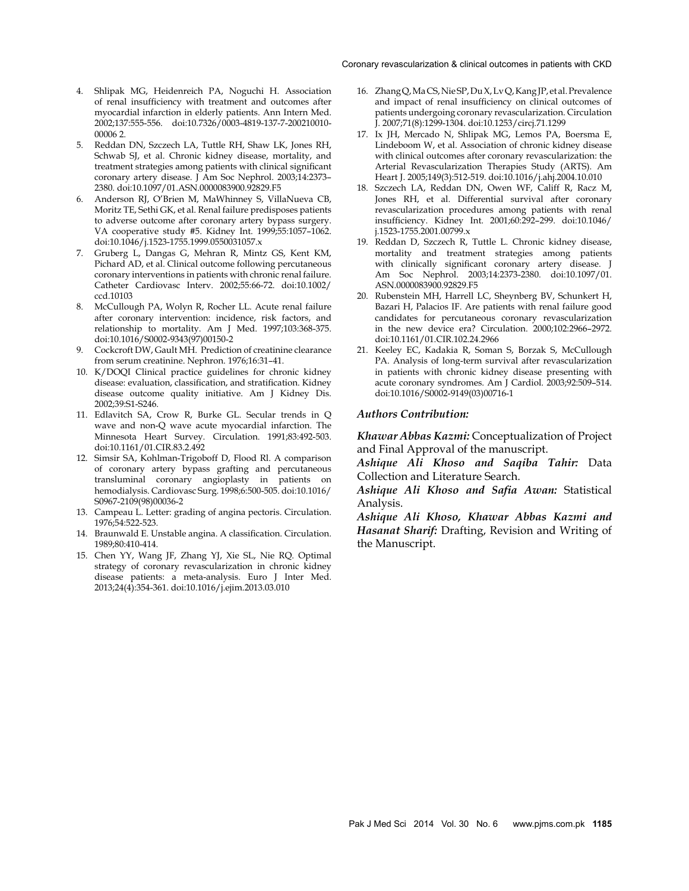4. Shlipak MG, Heidenreich PA, Noguchi H. Association of renal insufficiency with treatment and outcomes after myocardial infarction in elderly patients. Ann Intern Med. 2002;137:555-556. doi:10.7326/0003-4819-137-7-200210010-00006 2.
5. Reddan DN, Szczech LA, Tuttle RH, Shaw LK, Jones RH, Schwab SJ, et al. Chronic kidney disease, mortality, and treatment strategies among patients with clinical significant coronary artery disease. J Am Soc Nephrol. 2003;14:2373–2380. doi:10.1097/01.ASN.0000083900.92829.F5
6. Anderson RJ, O'Brien M, MaWhinney S, VillaNueva CB, Moritz TE, Sethi GK, et al. Renal failure predisposes patients to adverse outcome after coronary artery bypass surgery. VA cooperative study #5. Kidney Int. 1999;55:1057–1062. doi:10.1046/j.1523-1755.1999.0550031057.x
7. Gruberg L, Dangas G, Mehran R, Mintz GS, Kent KM, Pichard AD, et al. Clinical outcome following percutaneous coronary interventions in patients with chronic renal failure. Catheter Cardiovasc Interv. 2002;55:66-72. doi:10.1002/ccd.10103
8. McCullough PA, Wolyn R, Rocher LL. Acute renal failure after coronary intervention: incidence, risk factors, and relationship to mortality. Am J Med. 1997;103:368-375. doi:10.1016/S0002-9343(97)00150-2
9. Cockcroft DW, Gault MH. Prediction of creatinine clearance from serum creatinine. Nephron. 1976;16:31–41.
10. K/DOQI Clinical practice guidelines for chronic kidney disease: evaluation, classification, and stratification. Kidney disease outcome quality initiative. Am J Kidney Dis. 2002;39:S1-S246.
11. Edlavitch SA, Crow R, Burke GL. Secular trends in Q wave and non-Q wave acute myocardial infarction. The Minnesota Heart Survey. Circulation. 1991;83:492-503. doi:10.1161/01.CIR.83.2.492
12. Simsir SA, Kohlman-Trigoboff D, Flood Rl. A comparison of coronary artery bypass grafting and percutaneous transluminal coronary angioplasty in patients on hemodialysis. Cardiovasc Surg. 1998;6:500-505. doi:10.1016/S0967-2109(98)00036-2
13. Campeau L. Letter: grading of angina pectoris. Circulation. 1976;54:522-523.
14. Braunwald E. Unstable angina. A classification. Circulation. 1989;80:410-414.
15. Chen YY, Wang JF, Zhang YJ, Xie SL, Nie RQ. Optimal strategy of coronary revascularization in chronic kidney disease patients: a meta-analysis. Euro J Inter Med. 2013;24(4):354-361. doi:10.1016/j.ejim.2013.03.010
16. Zhang Q, Ma CS, Nie SP, Du X, Lv Q, Kang JP, et al. Prevalence and impact of renal insufficiency on clinical outcomes of patients undergoing coronary revascularization. Circulation J. 2007;71(8):1299-1304. doi:10.1253/circj.71.1299
17. Ix JH, Mercado N, Shlipak MG, Lemos PA, Boersma E, Lindeboom W, et al. Association of chronic kidney disease with clinical outcomes after coronary revascularization: the Arterial Revascularization Therapies Study (ARTS). Am Heart J. 2005;149(3):512-519. doi:10.1016/j.ahj.2004.10.010
18. Szczech LA, Reddan DN, Owen WF, Califf R, Racz M, Jones RH, et al. Differential survival after coronary revascularization procedures among patients with renal insufficiency. Kidney Int. 2001;60:292–299. doi:10.1046/j.1523-1755.2001.00799.x
19. Reddan D, Szczech R, Tuttle L. Chronic kidney disease, mortality and treatment strategies among patients with clinically significant coronary artery disease. J Am Soc Nephrol. 2003;14:2373-2380. doi:10.1097/01.ASN.0000083900.92829.F5
20. Rubenstein MH, Harrell LC, Sheynberg BV, Schunkert H, Bazari H, Palacios IF. Are patients with renal failure good candidates for percutaneous coronary revascularization in the new device era? Circulation. 2000;102:2966–2972. doi:10.1161/01.CIR.102.24.2966
21. Keeley EC, Kadakia R, Soman S, Borzak S, McCullough PA. Analysis of long-term survival after revascularization in patients with chronic kidney disease presenting with acute coronary syndromes. Am J Cardiol. 2003;92:509–514. doi:10.1016/S0002-9149(03)00716-1

### *Authors Contribution:*

***Khawar Abbas Kazmi:*** Conceptualization of Project and Final Approval of the manuscript.

***Ashique Ali Khoso and Saqiba Tahir:*** Data Collection and Literature Search.

***Ashique Ali Khoso and Safia Awan:*** Statistical Analysis.

***Ashique Ali Khoso, Khawar Abbas Kazmi and Hasanat Sharif:*** Drafting, Revision and Writing of the Manuscript.